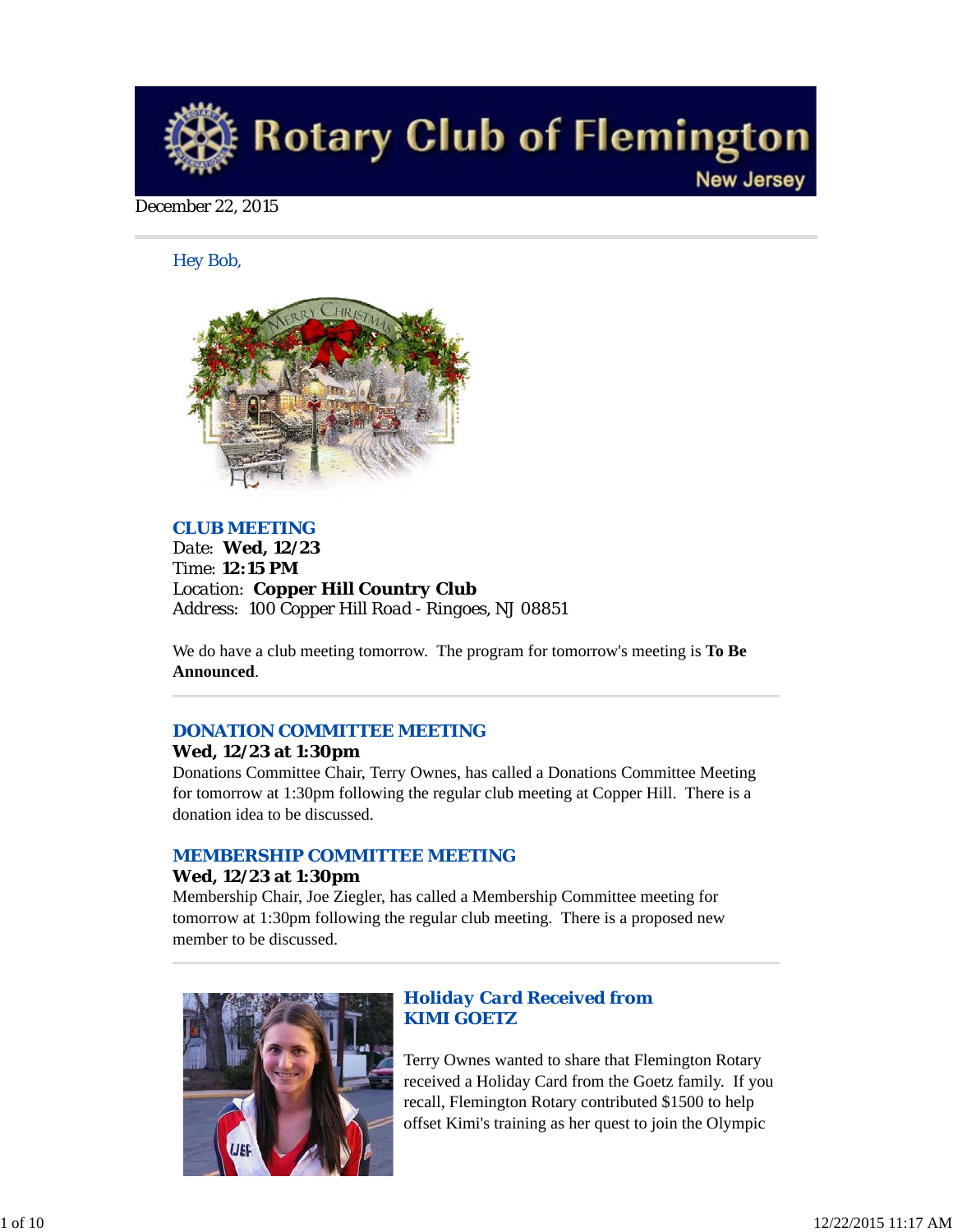# Rotary Club of Flemington

New Jersey

December 22, 2015

Hey Bob,

## CLUB MEETING

Date: **Wed, 12/23**
Time: **12:15 PM**
Location: **Copper Hill Country Club**
Address: 100 Copper Hill Road - Ringoes, NJ 08851

We do have a club meeting tomorrow. The program for tomorrow's meeting is **To Be Announced**.

## DONATION COMMITTEE MEETING

**Wed, 12/23 at 1:30pm**

Donations Committee Chair, Terry Ownes, has called a Donations Committee Meeting for tomorrow at 1:30pm following the regular club meeting at Copper Hill. There is a donation idea to be discussed.

## MEMBERSHIP COMMITTEE MEETING

**Wed, 12/23 at 1:30pm**

Membership Chair, Joe Ziegler, has called a Membership Committee meeting for tomorrow at 1:30pm following the regular club meeting. There is a proposed new member to be discussed.

## Holiday Card Received from KIMI GOETZ

Terry Ownes wanted to share that Flemington Rotary received a Holiday Card from the Goetz family. If you recall, Flemington Rotary contributed $1500 to help offset Kimi's training as her quest to join the Olympic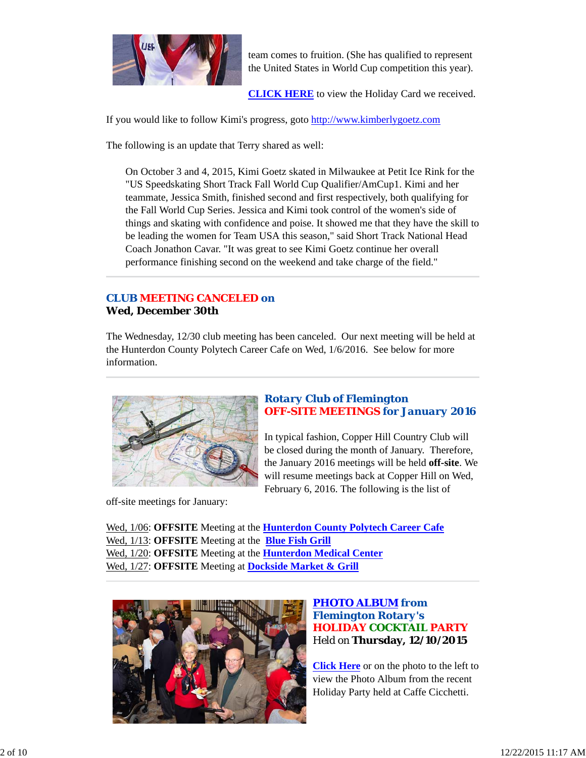team comes to fruition. (She has qualified to represent the United States in World Cup competition this year).

**CLICK HERE** to view the Holiday Card we received.

If you would like to follow Kimi's progress, goto http://www.kimberlygoetz.com

The following is an update that Terry shared as well:

> On October 3 and 4, 2015, Kimi Goetz skated in Milwaukee at Petit Ice Rink for the "US Speedskating Short Track Fall World Cup Qualifier/AmCup1. Kimi and her teammate, Jessica Smith, finished second and first respectively, both qualifying for the Fall World Cup Series. Jessica and Kimi took control of the women's side of things and skating with confidence and poise. It showed me that they have the skill to be leading the women for Team USA this season," said Short Track National Head Coach Jonathon Cavar. "It was great to see Kimi Goetz continue her overall performance finishing second on the weekend and take charge of the field."

---

## CLUB MEETING CANCELED on
**Wed, December 30th**

The Wednesday, 12/30 club meeting has been canceled. Our next meeting will be held at the Hunterdon County Polytech Career Cafe on Wed, 1/6/2016. See below for more information.

---

## Rotary Club of Flemington
## OFF-SITE MEETINGS for January 2016

In typical fashion, Copper Hill Country Club will be closed during the month of January. Therefore, the January 2016 meetings will be held **off-site**. We will resume meetings back at Copper Hill on Wed, February 6, 2016. The following is the list of off-site meetings for January:

Wed, 1/06: **OFFSITE** Meeting at the **Hunterdon County Polytech Career Cafe**
Wed, 1/13: **OFFSITE** Meeting at the **Blue Fish Grill**
Wed, 1/20: **OFFSITE** Meeting at the **Hunterdon Medical Center**
Wed, 1/27: **OFFSITE** Meeting at **Dockside Market & Grill**

---

## PHOTO ALBUM from Flemington Rotary's HOLIDAY COCKTAIL PARTY
Held on **Thursday, 12/10/2015**

**Click Here** or on the photo to the left to view the Photo Album from the recent Holiday Party held at Caffe Cicchetti.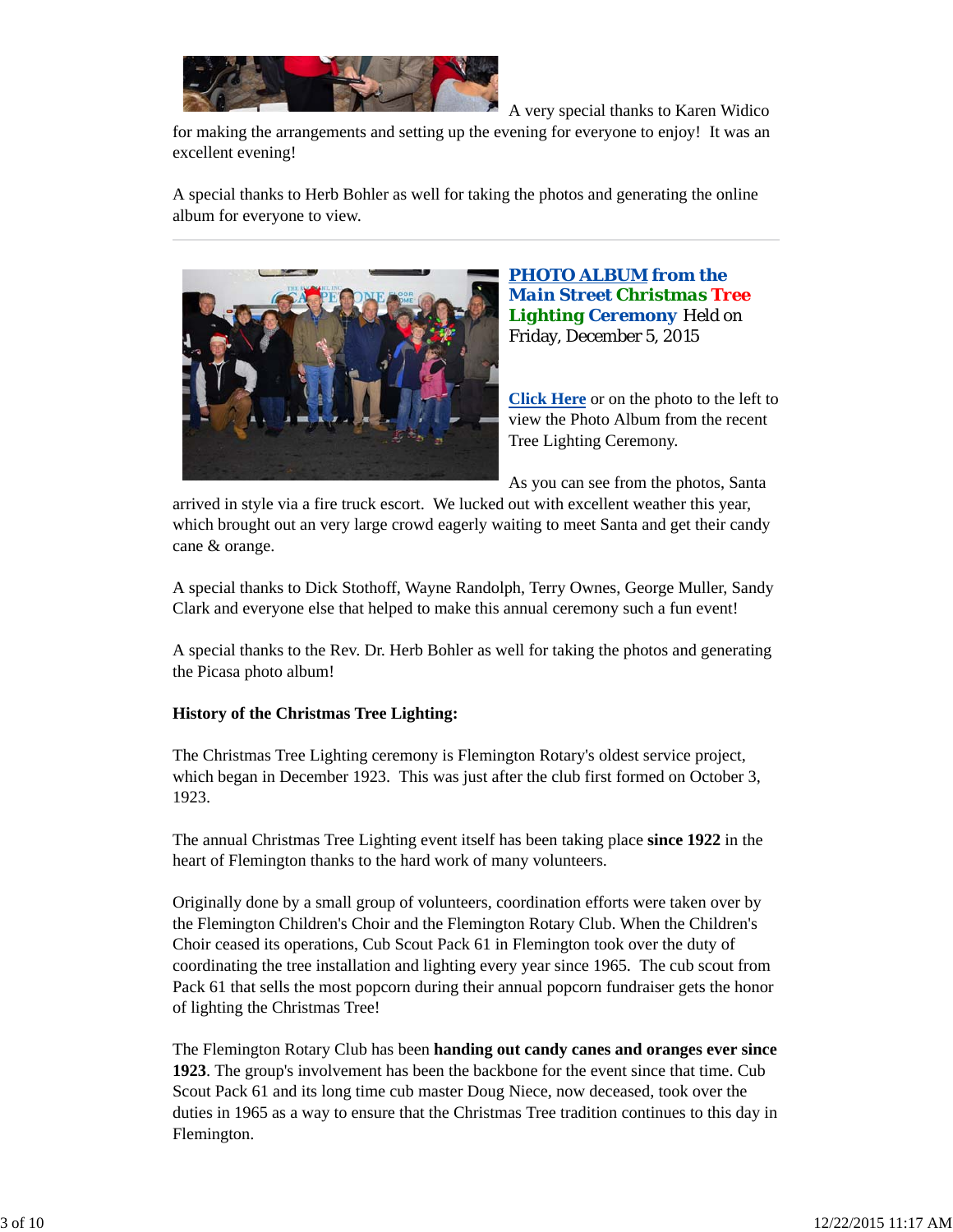A very special thanks to Karen Widico for making the arrangements and setting up the evening for everyone to enjoy!  It was an excellent evening!

A special thanks to Herb Bohler as well for taking the photos and generating the online album for everyone to view.

---

**PHOTO ALBUM from the Main Street Christmas Tree Lighting Ceremony** Held on Friday, December 5, 2015

**Click Here** or on the photo to the left to view the Photo Album from the recent Tree Lighting Ceremony.

As you can see from the photos, Santa arrived in style via a fire truck escort.  We lucked out with excellent weather this year, which brought out an very large crowd eagerly waiting to meet Santa and get their candy cane & orange.

A special thanks to Dick Stothoff, Wayne Randolph, Terry Ownes, George Muller, Sandy Clark and everyone else that helped to make this annual ceremony such a fun event!

A special thanks to the Rev. Dr. Herb Bohler as well for taking the photos and generating the Picasa photo album!

**History of the Christmas Tree Lighting:**

The Christmas Tree Lighting ceremony is Flemington Rotary's oldest service project, which began in December 1923.  This was just after the club first formed on October 3, 1923.

The annual Christmas Tree Lighting event itself has been taking place **since 1922** in the heart of Flemington thanks to the hard work of many volunteers.

Originally done by a small group of volunteers, coordination efforts were taken over by the Flemington Children's Choir and the Flemington Rotary Club. When the Children's Choir ceased its operations, Cub Scout Pack 61 in Flemington took over the duty of coordinating the tree installation and lighting every year since 1965.  The cub scout from Pack 61 that sells the most popcorn during their annual popcorn fundraiser gets the honor of lighting the Christmas Tree!

The Flemington Rotary Club has been **handing out candy canes and oranges ever since 1923**. The group's involvement has been the backbone for the event since that time. Cub Scout Pack 61 and its long time cub master Doug Niece, now deceased, took over the duties in 1965 as a way to ensure that the Christmas Tree tradition continues to this day in Flemington.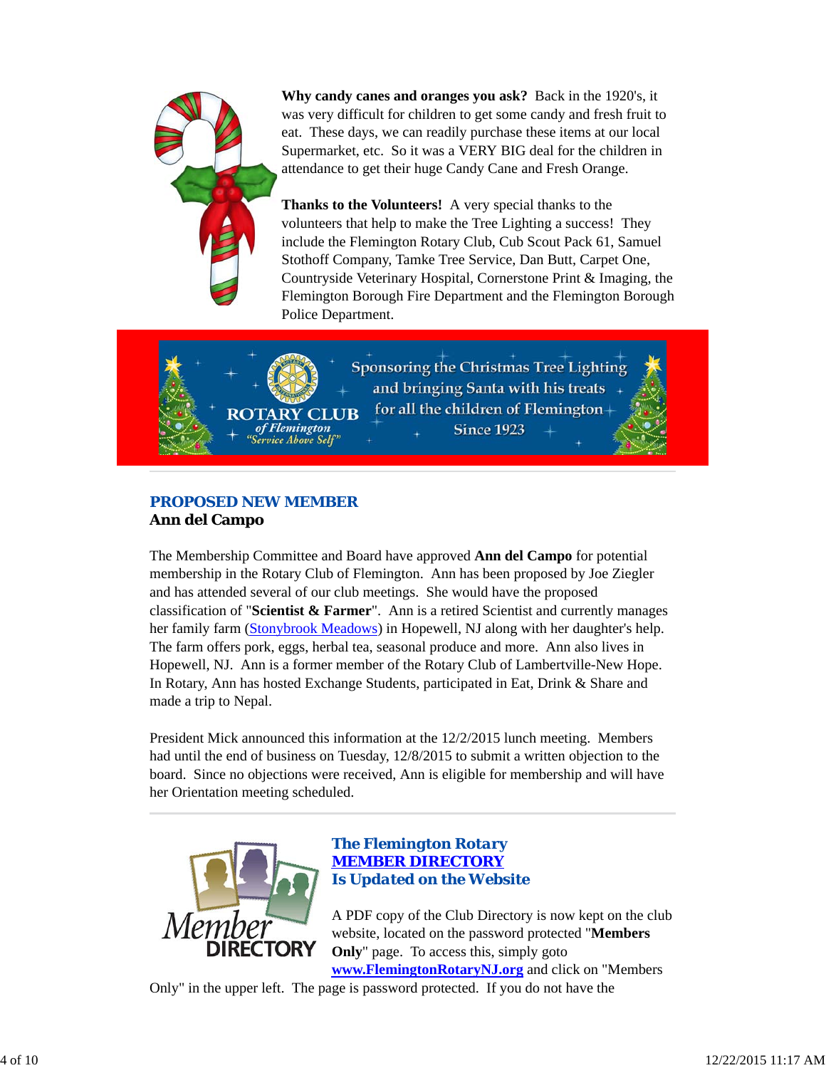**Why candy canes and oranges you ask?** Back in the 1920's, it was very difficult for children to get some candy and fresh fruit to eat. These days, we can readily purchase these items at our local Supermarket, etc. So it was a VERY BIG deal for the children in attendance to get their huge Candy Cane and Fresh Orange.

**Thanks to the Volunteers!** A very special thanks to the volunteers that help to make the Tree Lighting a success! They include the Flemington Rotary Club, Cub Scout Pack 61, Samuel Stothoff Company, Tamke Tree Service, Dan Butt, Carpet One, Countryside Veterinary Hospital, Cornerstone Print & Imaging, the Flemington Borough Fire Department and the Flemington Borough Police Department.

ROTARY CLUB of Flemington "Service Above Self"

Sponsoring the Christmas Tree Lighting and bringing Santa with his treats for all the children of Flemington Since 1923

---

## PROPOSED NEW MEMBER
### Ann del Campo

The Membership Committee and Board have approved **Ann del Campo** for potential membership in the Rotary Club of Flemington. Ann has been proposed by Joe Ziegler and has attended several of our club meetings. She would have the proposed classification of "**Scientist & Farmer**". Ann is a retired Scientist and currently manages her family farm (Stonybrook Meadows) in Hopewell, NJ along with her daughter's help. The farm offers pork, eggs, herbal tea, seasonal produce and more. Ann also lives in Hopewell, NJ. Ann is a former member of the Rotary Club of Lambertville-New Hope. In Rotary, Ann has hosted Exchange Students, participated in Eat, Drink & Share and made a trip to Nepal.

President Mick announced this information at the 12/2/2015 lunch meeting. Members had until the end of business on Tuesday, 12/8/2015 to submit a written objection to the board. Since no objections were received, Ann is eligible for membership and will have her Orientation meeting scheduled.

---

## The Flemington Rotary MEMBER DIRECTORY Is Updated on the Website

A PDF copy of the Club Directory is now kept on the club website, located on the password protected "**Members Only**" page. To access this, simply goto **www.FlemingtonRotaryNJ.org** and click on "Members Only" in the upper left. The page is password protected. If you do not have the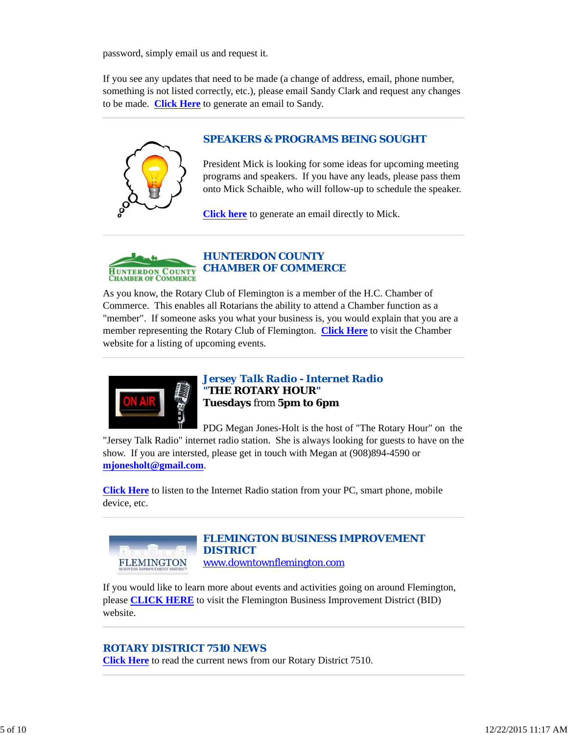password, simply email us and request it.

If you see any updates that need to be made (a change of address, email, phone number, something is not listed correctly, etc.), please email Sandy Clark and request any changes to be made. **Click Here** to generate an email to Sandy.

## SPEAKERS & PROGRAMS BEING SOUGHT

President Mick is looking for some ideas for upcoming meeting programs and speakers. If you have any leads, please pass them onto Mick Schaible, who will follow-up to schedule the speaker.

**Click here** to generate an email directly to Mick.

## HUNTERDON COUNTY CHAMBER OF COMMERCE

As you know, the Rotary Club of Flemington is a member of the H.C. Chamber of Commerce. This enables all Rotarians the ability to attend a Chamber function as a "member". If someone asks you what your business is, you would explain that you are a member representing the Rotary Club of Flemington. **Click Here** to visit the Chamber website for a listing of upcoming events.

## *Jersey Talk Radio - Internet Radio*

**"THE ROTARY HOUR"**

**Tuesdays** from **5pm to 6pm**

PDG Megan Jones-Holt is the host of "The Rotary Hour" on the "Jersey Talk Radio" internet radio station. She is always looking for guests to have on the show. If you are intersted, please get in touch with Megan at (908)894-4590 or **mjonesholt@gmail.com**.

**Click Here** to listen to the Internet Radio station from your PC, smart phone, mobile device, etc.

## FLEMINGTON BUSINESS IMPROVEMENT DISTRICT

www.downtownflemington.com

If you would like to learn more about events and activities going on around Flemington, please **CLICK HERE** to visit the Flemington Business Improvement District (BID) website.

## ROTARY DISTRICT 7510 NEWS

**Click Here** to read the current news from our Rotary District 7510.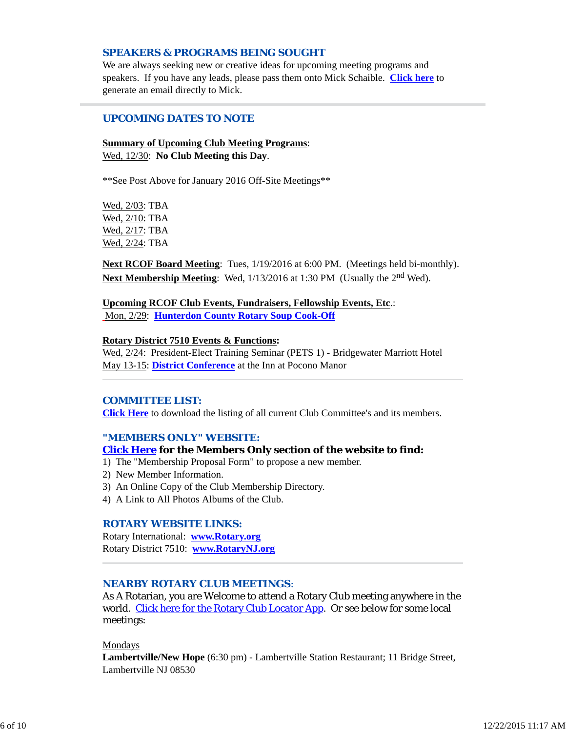## SPEAKERS & PROGRAMS BEING SOUGHT

We are always seeking new or creative ideas for upcoming meeting programs and speakers. If you have any leads, please pass them onto Mick Schaible. **Click here** to generate an email directly to Mick.

## UPCOMING DATES TO NOTE

**Summary of Upcoming Club Meeting Programs**:
Wed, 12/30: **No Club Meeting this Day**.

**See Post Above for January 2016 Off-Site Meetings**

Wed, 2/03: TBA
Wed, 2/10: TBA
Wed, 2/17: TBA
Wed, 2/24: TBA

**Next RCOF Board Meeting**: Tues, 1/19/2016 at 6:00 PM. (Meetings held bi-monthly).
**Next Membership Meeting**: Wed, 1/13/2016 at 1:30 PM (Usually the 2nd Wed).

**Upcoming RCOF Club Events, Fundraisers, Fellowship Events, Etc.**:
Mon, 2/29: **Hunterdon County Rotary Soup Cook-Off**

**Rotary District 7510 Events & Functions:**
Wed, 2/24: President-Elect Training Seminar (PETS 1) - Bridgewater Marriott Hotel
May 13-15: **District Conference** at the Inn at Pocono Manor

## COMMITTEE LIST:

**Click Here** to download the listing of all current Club Committee's and its members.

## "MEMBERS ONLY" WEBSITE:

**Click Here for the Members Only section of the website to find:**

1) The "Membership Proposal Form" to propose a new member.
2) New Member Information.
3) An Online Copy of the Club Membership Directory.
4) A Link to All Photos Albums of the Club.

## ROTARY WEBSITE LINKS:

Rotary International: **www.Rotary.org**
Rotary District 7510: **www.RotaryNJ.org**

## NEARBY ROTARY CLUB MEETINGS:

As A Rotarian, you are Welcome to attend a Rotary Club meeting anywhere in the world. Click here for the Rotary Club Locator App. Or see below for some local meetings:

Mondays
**Lambertville/New Hope** (6:30 pm) - Lambertville Station Restaurant; 11 Bridge Street, Lambertville NJ 08530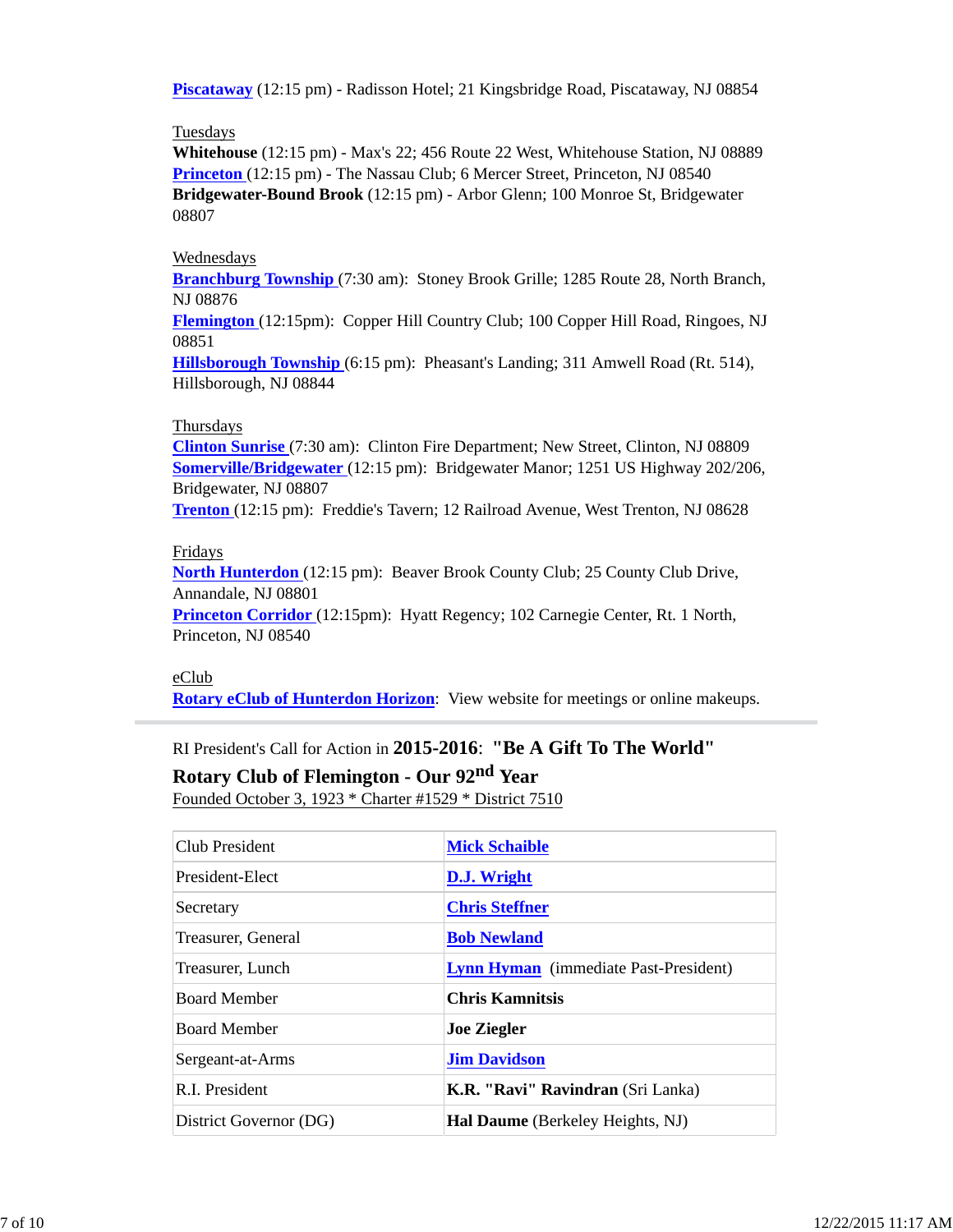**Piscataway** (12:15 pm) - Radisson Hotel; 21 Kingsbridge Road, Piscataway, NJ 08854

Tuesdays

**Whitehouse** (12:15 pm) - Max's 22; 456 Route 22 West, Whitehouse Station, NJ 08889
**Princeton** (12:15 pm) - The Nassau Club; 6 Mercer Street, Princeton, NJ 08540
**Bridgewater-Bound Brook** (12:15 pm) - Arbor Glenn; 100 Monroe St, Bridgewater 08807

Wednesdays

**Branchburg Township** (7:30 am): Stoney Brook Grille; 1285 Route 28, North Branch, NJ 08876
**Flemington** (12:15pm): Copper Hill Country Club; 100 Copper Hill Road, Ringoes, NJ 08851
**Hillsborough Township** (6:15 pm): Pheasant's Landing; 311 Amwell Road (Rt. 514), Hillsborough, NJ 08844

Thursdays

**Clinton Sunrise** (7:30 am): Clinton Fire Department; New Street, Clinton, NJ 08809
**Somerville/Bridgewater** (12:15 pm): Bridgewater Manor; 1251 US Highway 202/206, Bridgewater, NJ 08807
**Trenton** (12:15 pm): Freddie's Tavern; 12 Railroad Avenue, West Trenton, NJ 08628

Fridays

**North Hunterdon** (12:15 pm): Beaver Brook County Club; 25 County Club Drive, Annandale, NJ 08801
**Princeton Corridor** (12:15pm): Hyatt Regency; 102 Carnegie Center, Rt. 1 North, Princeton, NJ 08540

eClub

**Rotary eClub of Hunterdon Horizon**: View website for meetings or online makeups.

---

RI President's Call for Action in **2015-2016**: **"Be A Gift To The World"**

**Rotary Club of Flemington - Our 92nd Year**

Founded October 3, 1923 * Charter #1529 * District 7510

| Club President | **Mick Schaible** |
|---|---|
| President-Elect | **D.J. Wright** |
| Secretary | **Chris Steffner** |
| Treasurer, General | **Bob Newland** |
| Treasurer, Lunch | **Lynn Hyman** (immediate Past-President) |
| Board Member | **Chris Kamnitsis** |
| Board Member | **Joe Ziegler** |
| Sergeant-at-Arms | **Jim Davidson** |
| R.I. President | **K.R. "Ravi" Ravindran** (Sri Lanka) |
| District Governor (DG) | **Hal Daume** (Berkeley Heights, NJ) |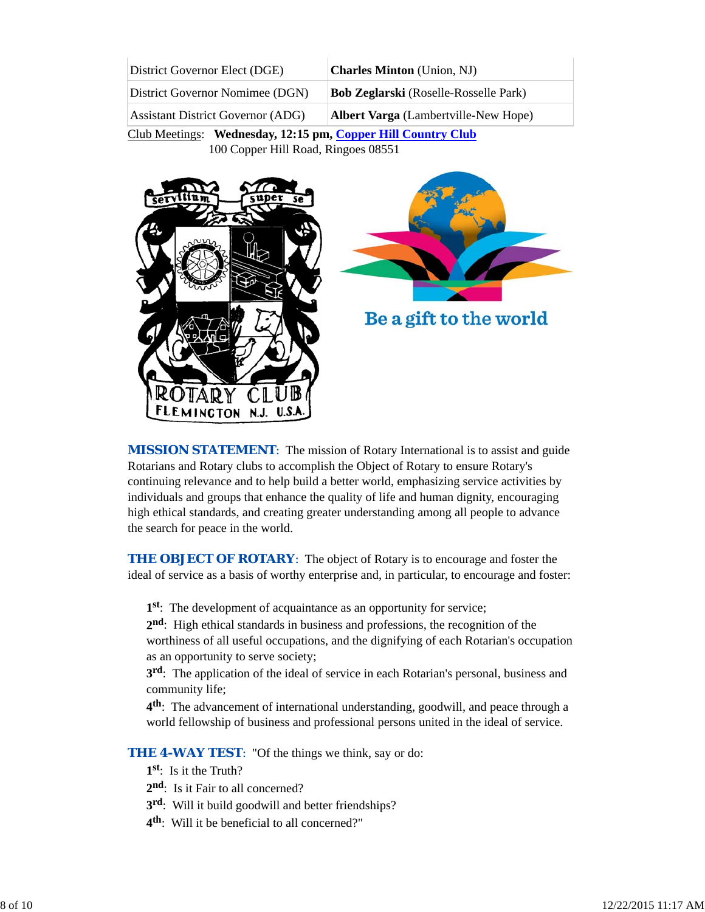| District Governor Elect (DGE) | **Charles Minton** (Union, NJ) |
|---|---|
| District Governor Nominee (DGN) | **Bob Zeglarski** (Roselle-Rosselle Park) |
| Assistant District Governor (ADG) | **Albert Varga** (Lambertville-New Hope) |

Club Meetings: **Wednesday, 12:15 pm, Copper Hill Country Club**
100 Copper Hill Road, Ringoes 08551

**MISSION STATEMENT**: The mission of Rotary International is to assist and guide Rotarians and Rotary clubs to accomplish the Object of Rotary to ensure Rotary's continuing relevance and to help build a better world, emphasizing service activities by individuals and groups that enhance the quality of life and human dignity, encouraging high ethical standards, and creating greater understanding among all people to advance the search for peace in the world.

**THE OBJECT OF ROTARY**: The object of Rotary is to encourage and foster the ideal of service as a basis of worthy enterprise and, in particular, to encourage and foster:

**1st**: The development of acquaintance as an opportunity for service;
**2nd**: High ethical standards in business and professions, the recognition of the worthiness of all useful occupations, and the dignifying of each Rotarian's occupation as an opportunity to serve society;
**3rd**: The application of the ideal of service in each Rotarian's personal, business and community life;
**4th**: The advancement of international understanding, goodwill, and peace through a world fellowship of business and professional persons united in the ideal of service.

**THE 4-WAY TEST**: "Of the things we think, say or do:
**1st**: Is it the Truth?
**2nd**: Is it Fair to all concerned?
**3rd**: Will it build goodwill and better friendships?
**4th**: Will it be beneficial to all concerned?"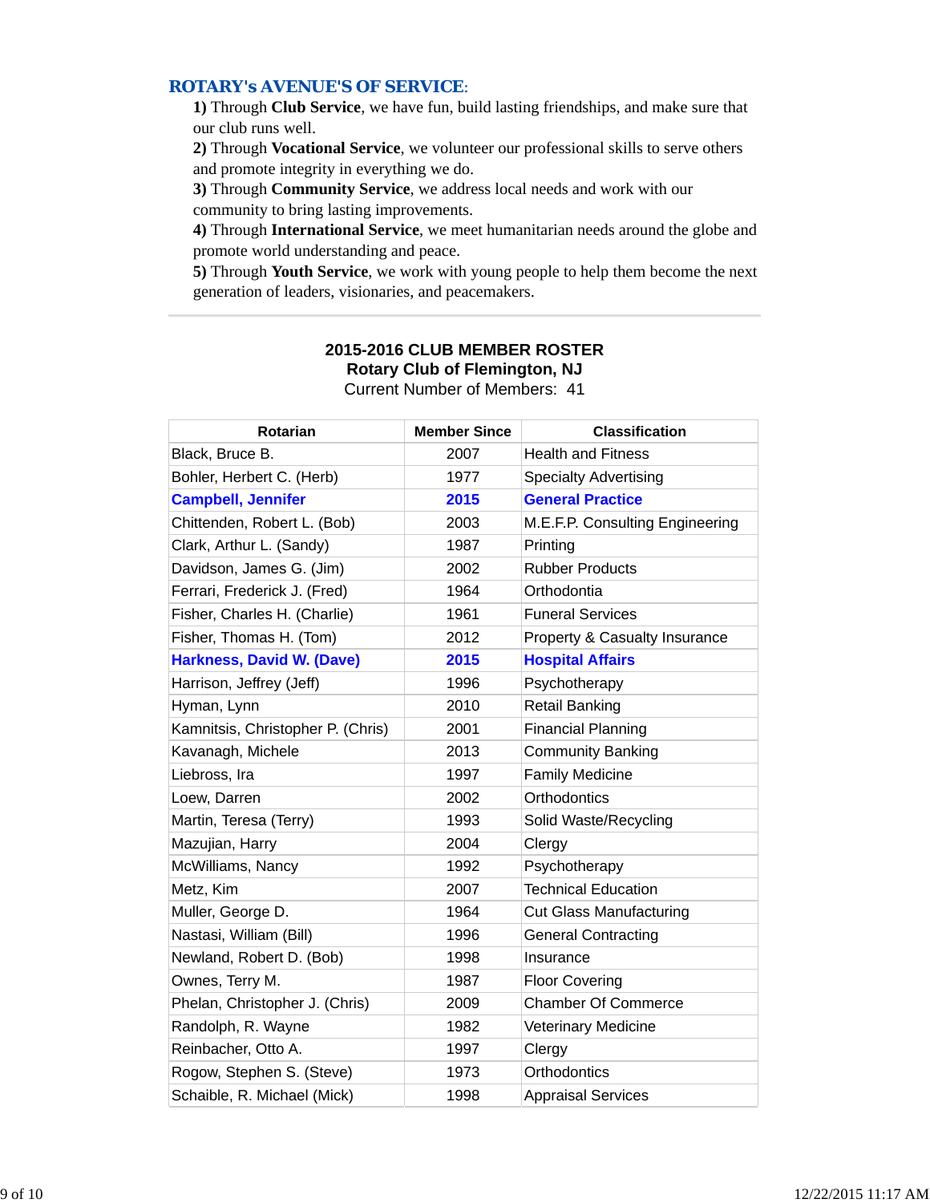## ROTARY's AVENUE'S OF SERVICE:

**1)** Through **Club Service**, we have fun, build lasting friendships, and make sure that our club runs well.
**2)** Through **Vocational Service**, we volunteer our professional skills to serve others and promote integrity in everything we do.
**3)** Through **Community Service**, we address local needs and work with our community to bring lasting improvements.
**4)** Through **International Service**, we meet humanitarian needs around the globe and promote world understanding and peace.
**5)** Through **Youth Service**, we work with young people to help them become the next generation of leaders, visionaries, and peacemakers.

---

**2015-2016 CLUB MEMBER ROSTER**
**Rotary Club of Flemington, NJ**
Current Number of Members: 41

| Rotarian | Member Since | Classification |
|---|---|---|
| Black, Bruce B. | 2007 | Health and Fitness |
| Bohler, Herbert C. (Herb) | 1977 | Specialty Advertising |
| **Campbell, Jennifer** | **2015** | **General Practice** |
| Chittenden, Robert L. (Bob) | 2003 | M.E.F.P. Consulting Engineering |
| Clark, Arthur L. (Sandy) | 1987 | Printing |
| Davidson, James G. (Jim) | 2002 | Rubber Products |
| Ferrari, Frederick J. (Fred) | 1964 | Orthodontia |
| Fisher, Charles H. (Charlie) | 1961 | Funeral Services |
| Fisher, Thomas H. (Tom) | 2012 | Property & Casualty Insurance |
| **Harkness, David W. (Dave)** | **2015** | **Hospital Affairs** |
| Harrison, Jeffrey (Jeff) | 1996 | Psychotherapy |
| Hyman, Lynn | 2010 | Retail Banking |
| Kamnitsis, Christopher P. (Chris) | 2001 | Financial Planning |
| Kavanagh, Michele | 2013 | Community Banking |
| Liebross, Ira | 1997 | Family Medicine |
| Loew, Darren | 2002 | Orthodontics |
| Martin, Teresa (Terry) | 1993 | Solid Waste/Recycling |
| Mazujian, Harry | 2004 | Clergy |
| McWilliams, Nancy | 1992 | Psychotherapy |
| Metz, Kim | 2007 | Technical Education |
| Muller, George D. | 1964 | Cut Glass Manufacturing |
| Nastasi, William (Bill) | 1996 | General Contracting |
| Newland, Robert D. (Bob) | 1998 | Insurance |
| Ownes, Terry M. | 1987 | Floor Covering |
| Phelan, Christopher J. (Chris) | 2009 | Chamber Of Commerce |
| Randolph, R. Wayne | 1982 | Veterinary Medicine |
| Reinbacher, Otto A. | 1997 | Clergy |
| Rogow, Stephen S. (Steve) | 1973 | Orthodontics |
| Schaible, R. Michael (Mick) | 1998 | Appraisal Services |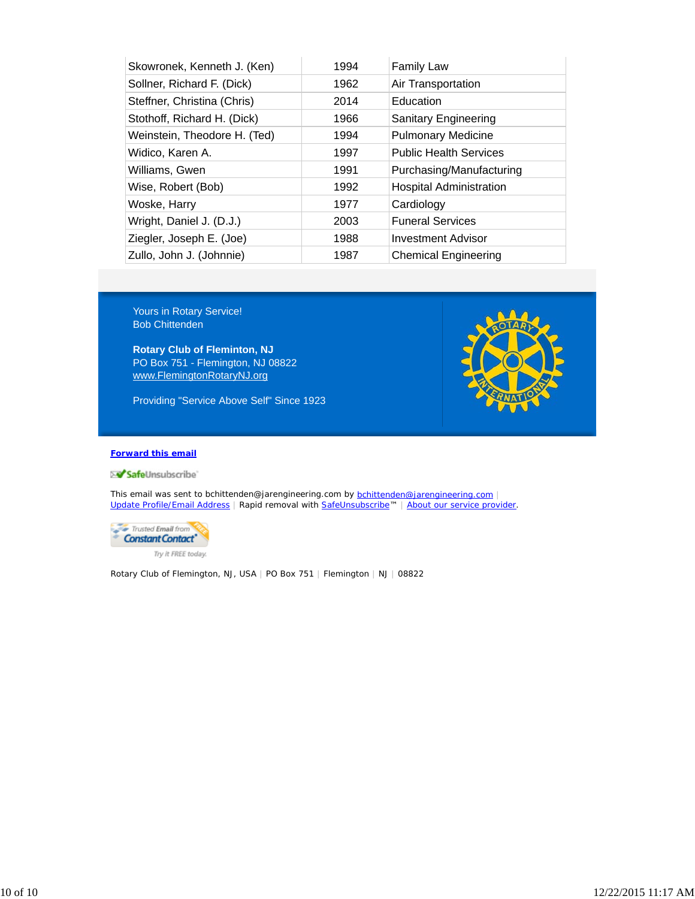| | | |
|---|---|---|
| Skowronek, Kenneth J. (Ken) | 1994 | Family Law |
| Sollner, Richard F. (Dick) | 1962 | Air Transportation |
| Steffner, Christina (Chris) | 2014 | Education |
| Stothoff, Richard H. (Dick) | 1966 | Sanitary Engineering |
| Weinstein, Theodore H. (Ted) | 1994 | Pulmonary Medicine |
| Widico, Karen A. | 1997 | Public Health Services |
| Williams, Gwen | 1991 | Purchasing/Manufacturing |
| Wise, Robert (Bob) | 1992 | Hospital Administration |
| Woske, Harry | 1977 | Cardiology |
| Wright, Daniel J. (D.J.) | 2003 | Funeral Services |
| Ziegler, Joseph E. (Joe) | 1988 | Investment Advisor |
| Zullo, John J. (Johnnie) | 1987 | Chemical Engineering |

Yours in Rotary Service!
Bob Chittenden

**Rotary Club of Fleminton, NJ**
PO Box 751 - Flemington, NJ 08822
www.FlemingtonRotaryNJ.org

Providing "Service Above Self" Since 1923

**Forward this email**

SafeUnsubscribe

This email was sent to bchittenden@jarengineering.com by bchittenden@jarengineering.com | Update Profile/Email Address | Rapid removal with SafeUnsubscribe™ | About our service provider.

Trusted Email from Constant Contact
Try it FREE today.

Rotary Club of Flemington, NJ, USA | PO Box 751 | Flemington | NJ | 08822